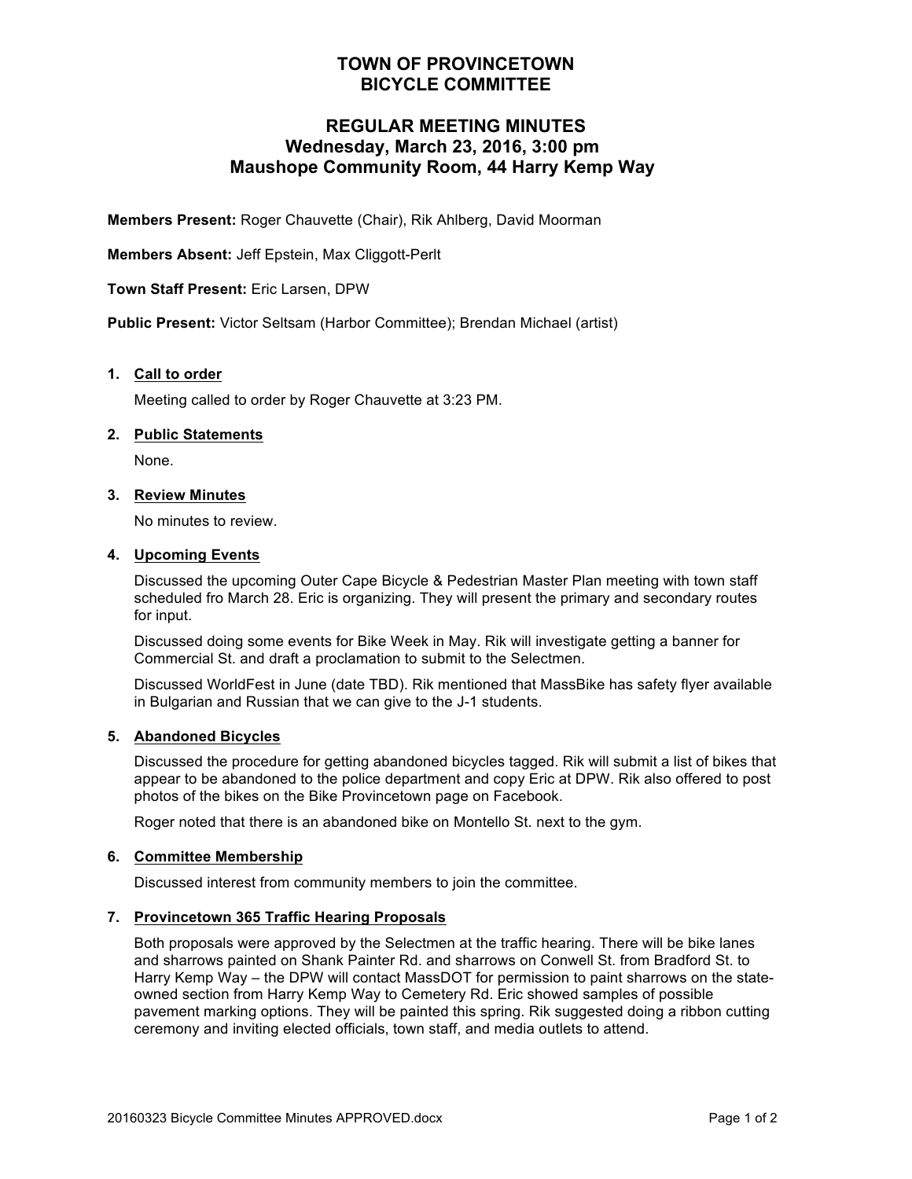# TOWN OF PROVINCETOWN
# BICYCLE COMMITTEE

## REGULAR MEETING MINUTES
## Wednesday, March 23, 2016, 3:00 pm
## Maushope Community Room, 44 Harry Kemp Way

**Members Present:** Roger Chauvette (Chair), Rik Ahlberg, David Moorman

**Members Absent:** Jeff Epstein, Max Cliggott-Perlt

**Town Staff Present:** Eric Larsen, DPW

**Public Present:** Victor Seltsam (Harbor Committee); Brendan Michael (artist)

1. **Call to order**

   Meeting called to order by Roger Chauvette at 3:23 PM.

2. **Public Statements**

   None.

3. **Review Minutes**

   No minutes to review.

4. **Upcoming Events**

   Discussed the upcoming Outer Cape Bicycle & Pedestrian Master Plan meeting with town staff scheduled fro March 28. Eric is organizing. They will present the primary and secondary routes for input.

   Discussed doing some events for Bike Week in May. Rik will investigate getting a banner for Commercial St. and draft a proclamation to submit to the Selectmen.

   Discussed WorldFest in June (date TBD). Rik mentioned that MassBike has safety flyer available in Bulgarian and Russian that we can give to the J-1 students.

5. **Abandoned Bicycles**

   Discussed the procedure for getting abandoned bicycles tagged. Rik will submit a list of bikes that appear to be abandoned to the police department and copy Eric at DPW. Rik also offered to post photos of the bikes on the Bike Provincetown page on Facebook.

   Roger noted that there is an abandoned bike on Montello St. next to the gym.

6. **Committee Membership**

   Discussed interest from community members to join the committee.

7. **Provincetown 365 Traffic Hearing Proposals**

   Both proposals were approved by the Selectmen at the traffic hearing. There will be bike lanes and sharrows painted on Shank Painter Rd. and sharrows on Conwell St. from Bradford St. to Harry Kemp Way – the DPW will contact MassDOT for permission to paint sharrows on the state-owned section from Harry Kemp Way to Cemetery Rd. Eric showed samples of possible pavement marking options. They will be painted this spring. Rik suggested doing a ribbon cutting ceremony and inviting elected officials, town staff, and media outlets to attend.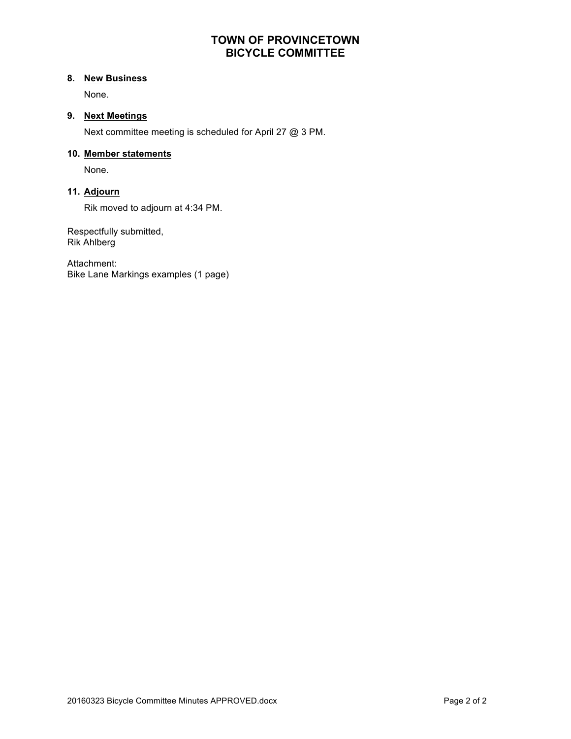# TOWN OF PROVINCETOWN
# BICYCLE COMMITTEE

8. **New Business**

   None.

9. **Next Meetings**

   Next committee meeting is scheduled for April 27 @ 3 PM.

10. **Member statements**

    None.

11. **Adjourn**

    Rik moved to adjourn at 4:34 PM.

Respectfully submitted,
Rik Ahlberg

Attachment:
Bike Lane Markings examples (1 page)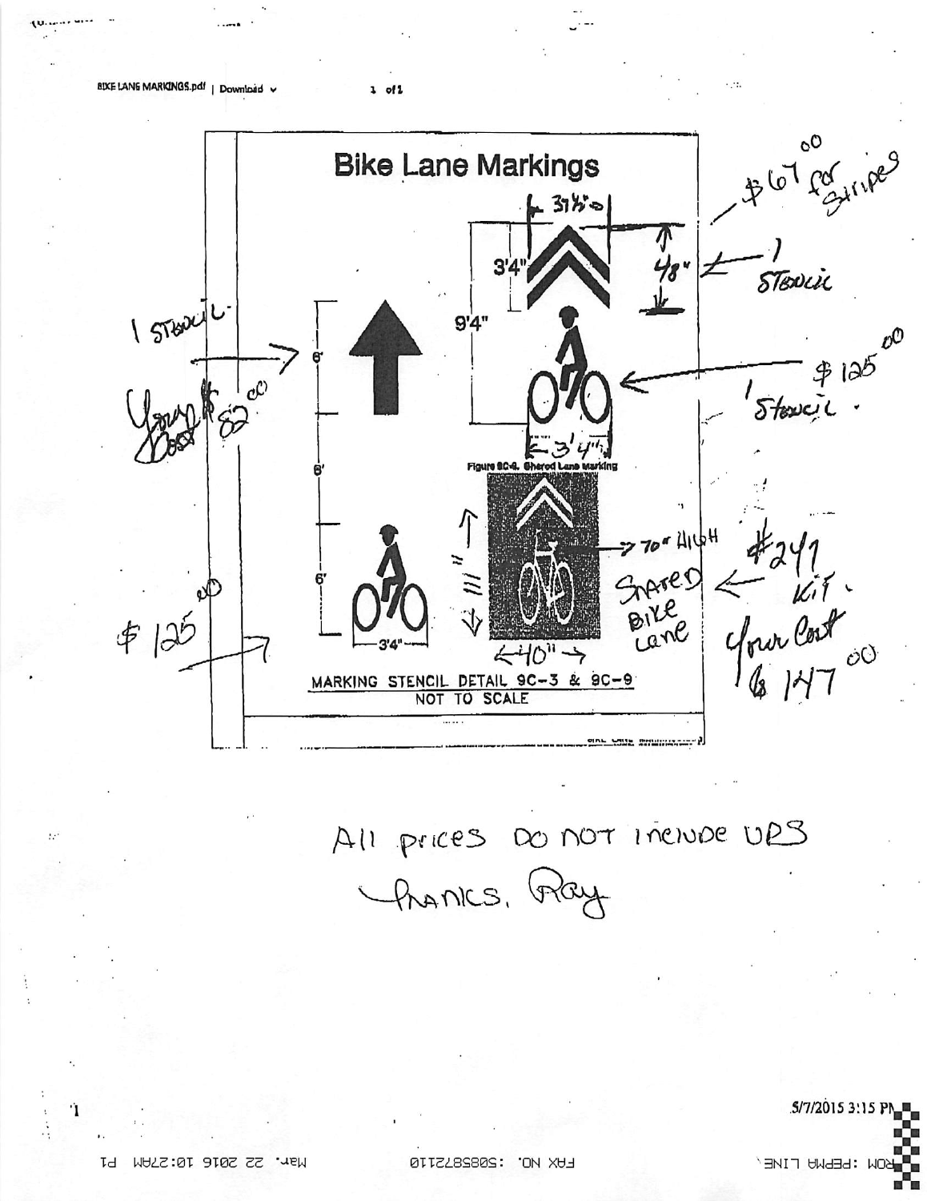BIKE LANE MARKINGS.pdf | Download

# Bike Lane Markings

31½" o

3'4"

48"

9'4"

6'

6'

6'

3'4"

3'4"

Figure 9C-9. Shared Lane Marking

11'

70" HIGH

40"

MARKING STENCIL DETAIL 9C-3 & 9C-9

NOT TO SCALE

$67.00 for stripes

1 stencil

$125.00

1 stencil

1 stencil

Your Cost $82.00

$125.00

Shared Bike Lane

$241 Kit

Your Cost $147.00

All prices DO NOT include UPS

Thanks, Ray

5/7/2015 3:15 PM

FROM: FEPMA LINE

FAX NO. :5085872110

Mar. 22 2016 10:27AM P1